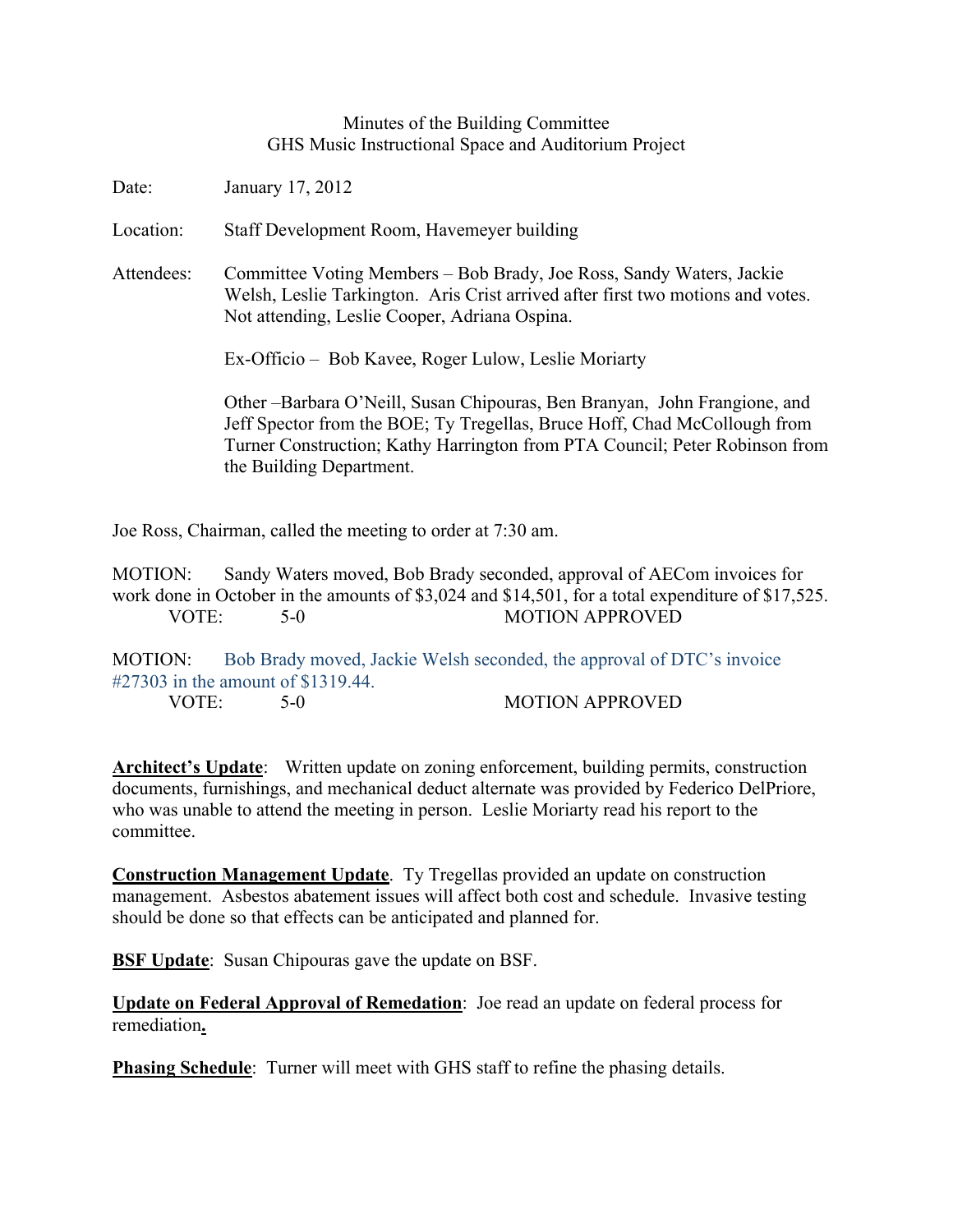Minutes of the Building Committee
GHS Music Instructional Space and Auditorium Project

Date: January 17, 2012

Location: Staff Development Room, Havemeyer building

Attendees: Committee Voting Members – Bob Brady, Joe Ross, Sandy Waters, Jackie Welsh, Leslie Tarkington. Aris Crist arrived after first two motions and votes. Not attending, Leslie Cooper, Adriana Ospina.

Ex-Officio – Bob Kavee, Roger Lulow, Leslie Moriarty

Other –Barbara O'Neill, Susan Chipouras, Ben Branyan, John Frangione, and Jeff Spector from the BOE; Ty Tregellas, Bruce Hoff, Chad McCollough from Turner Construction; Kathy Harrington from PTA Council; Peter Robinson from the Building Department.

Joe Ross, Chairman, called the meeting to order at 7:30 am.

MOTION: Sandy Waters moved, Bob Brady seconded, approval of AECom invoices for work done in October in the amounts of $3,024 and $14,501, for a total expenditure of $17,525.
VOTE: 5-0 MOTION APPROVED

MOTION: Bob Brady moved, Jackie Welsh seconded, the approval of DTC's invoice #27303 in the amount of $1319.44.
VOTE: 5-0 MOTION APPROVED

**Architect's Update**: Written update on zoning enforcement, building permits, construction documents, furnishings, and mechanical deduct alternate was provided by Federico DelPriore, who was unable to attend the meeting in person. Leslie Moriarty read his report to the committee.

**Construction Management Update**. Ty Tregellas provided an update on construction management. Asbestos abatement issues will affect both cost and schedule. Invasive testing should be done so that effects can be anticipated and planned for.

**BSF Update**: Susan Chipouras gave the update on BSF.

**Update on Federal Approval of Remedation**: Joe read an update on federal process for remediation**.**

**Phasing Schedule**: Turner will meet with GHS staff to refine the phasing details.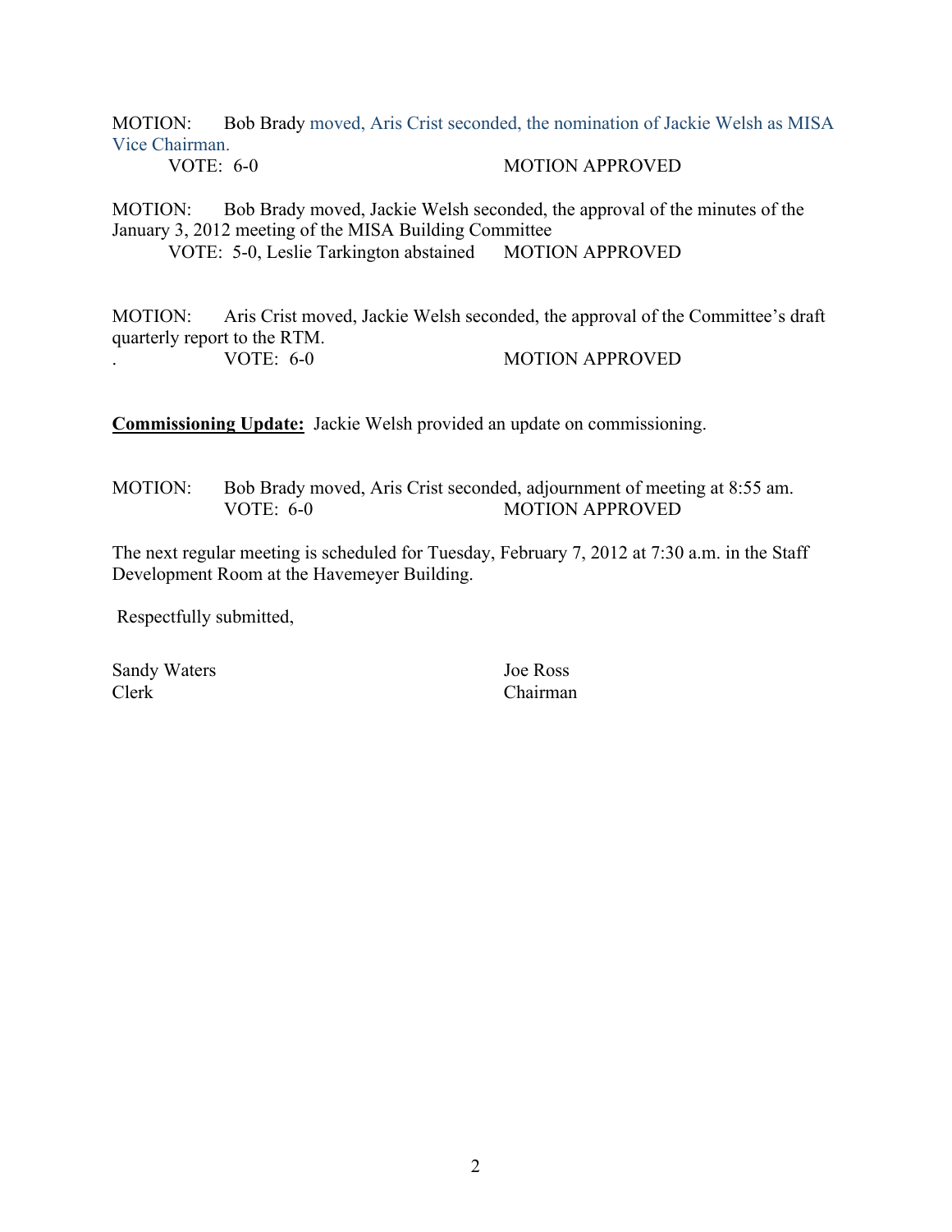MOTION: Bob Brady moved, Aris Crist seconded, the nomination of Jackie Welsh as MISA Vice Chairman.
VOTE: 6-0 MOTION APPROVED

MOTION: Bob Brady moved, Jackie Welsh seconded, the approval of the minutes of the January 3, 2012 meeting of the MISA Building Committee
VOTE: 5-0, Leslie Tarkington abstained MOTION APPROVED

MOTION: Aris Crist moved, Jackie Welsh seconded, the approval of the Committee's draft quarterly report to the RTM.
. VOTE: 6-0 MOTION APPROVED

**Commissioning Update:** Jackie Welsh provided an update on commissioning.

MOTION: Bob Brady moved, Aris Crist seconded, adjournment of meeting at 8:55 am.
VOTE: 6-0 MOTION APPROVED

The next regular meeting is scheduled for Tuesday, February 7, 2012 at 7:30 a.m. in the Staff Development Room at the Havemeyer Building.

Respectfully submitted,

Sandy Waters
Clerk

Joe Ross
Chairman